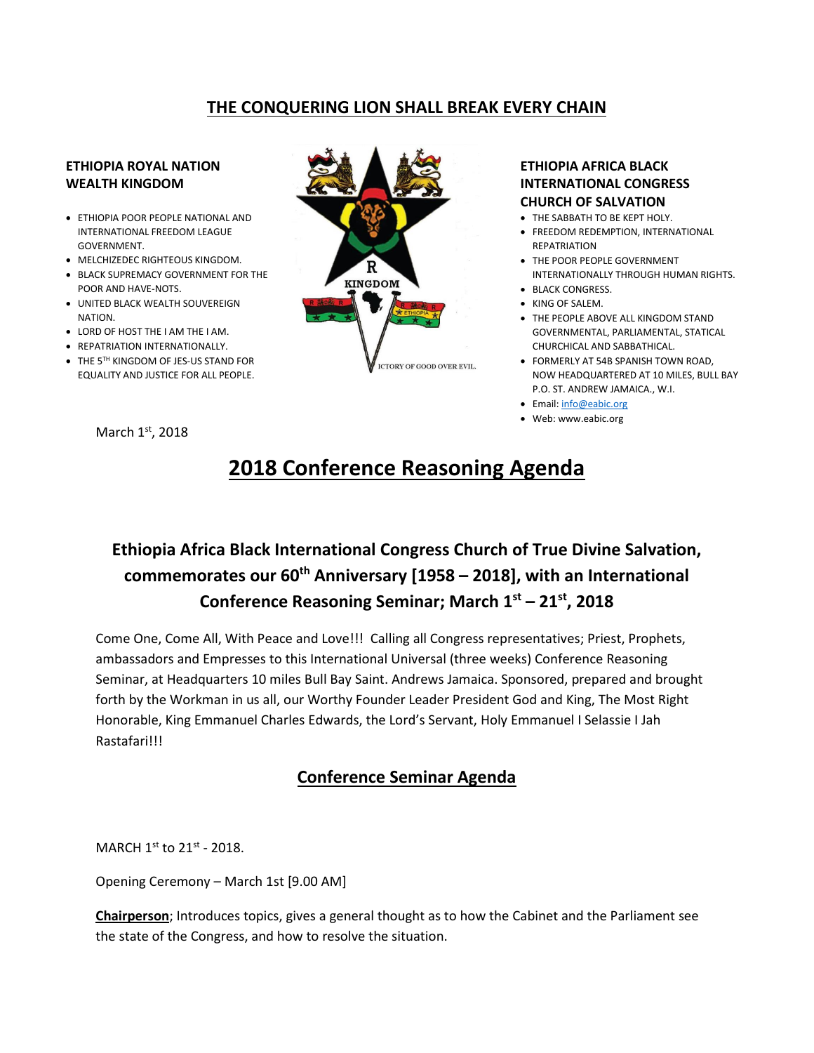## THE CONQUERING LION SHALL BREAK EVERY CHAIN

**ETHIOPIA ROYAL NATION WEALTH KINGDOM**

- ETHIOPIA POOR PEOPLE NATIONAL AND INTERNATIONAL FREEDOM LEAGUE GOVERNMENT.
- MELCHIZEDEC RIGHTEOUS KINGDOM.
- BLACK SUPREMACY GOVERNMENT FOR THE POOR AND HAVE-NOTS.
- UNITED BLACK WEALTH SOUVEREIGN NATION.
- LORD OF HOST THE I AM THE I AM.
- REPATRIATION INTERNATIONALLY.
- THE 5TH KINGDOM OF JES-US STAND FOR EQUALITY AND JUSTICE FOR ALL PEOPLE.

R KINGDOM

ETHIOPIA

VICTORY OF GOOD OVER EVIL.

**ETHIOPIA AFRICA BLACK INTERNATIONAL CONGRESS CHURCH OF SALVATION**

- THE SABBATH TO BE KEPT HOLY.
- FREEDOM REDEMPTION, INTERNATIONAL REPATRIATION
- THE POOR PEOPLE GOVERNMENT INTERNATIONALLY THROUGH HUMAN RIGHTS.
- BLACK CONGRESS.
- KING OF SALEM.
- THE PEOPLE ABOVE ALL KINGDOM STAND GOVERNMENTAL, PARLIAMENTAL, STATICAL CHURCHICAL AND SABBATHICAL.
- FORMERLY AT 54B SPANISH TOWN ROAD, NOW HEADQUARTERED AT 10 MILES, BULL BAY P.O. ST. ANDREW JAMAICA., W.I.
- Email: info@eabic.org
- Web: www.eabic.org

March 1st, 2018

# 2018 Conference Reasoning Agenda

### Ethiopia Africa Black International Congress Church of True Divine Salvation, commemorates our 60th Anniversary [1958 – 2018], with an International Conference Reasoning Seminar; March 1st – 21st, 2018

Come One, Come All, With Peace and Love!!! Calling all Congress representatives; Priest, Prophets, ambassadors and Empresses to this International Universal (three weeks) Conference Reasoning Seminar, at Headquarters 10 miles Bull Bay Saint. Andrews Jamaica. Sponsored, prepared and brought forth by the Workman in us all, our Worthy Founder Leader President God and King, The Most Right Honorable, King Emmanuel Charles Edwards, the Lord's Servant, Holy Emmanuel I Selassie I Jah Rastafari!!!

## Conference Seminar Agenda

MARCH 1st to 21st - 2018.

Opening Ceremony – March 1st [9.00 AM]

**Chairperson**; Introduces topics, gives a general thought as to how the Cabinet and the Parliament see the state of the Congress, and how to resolve the situation.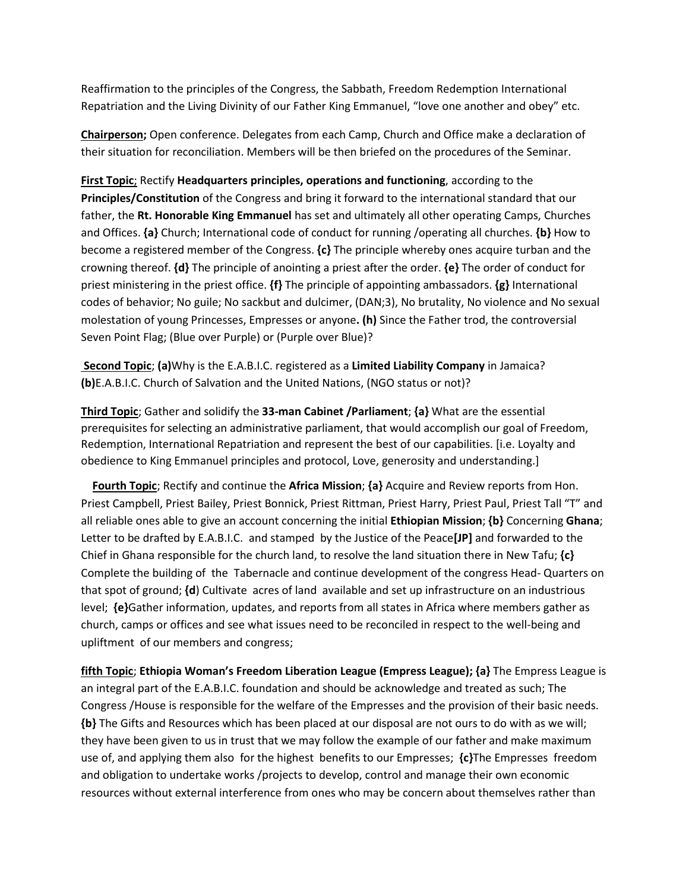Reaffirmation to the principles of the Congress, the Sabbath, Freedom Redemption International Repatriation and the Living Divinity of our Father King Emmanuel, "love one another and obey" etc.

**Chairperson;** Open conference. Delegates from each Camp, Church and Office make a declaration of their situation for reconciliation. Members will be then briefed on the procedures of the Seminar.

**First Topic**; Rectify **Headquarters principles, operations and functioning**, according to the **Principles/Constitution** of the Congress and bring it forward to the international standard that our father, the **Rt. Honorable King Emmanuel** has set and ultimately all other operating Camps, Churches and Offices. **{a}** Church; International code of conduct for running /operating all churches. **{b}** How to become a registered member of the Congress. **{c}** The principle whereby ones acquire turban and the crowning thereof. **{d}** The principle of anointing a priest after the order. **{e}** The order of conduct for priest ministering in the priest office. **{f}** The principle of appointing ambassadors. **{g}** International codes of behavior; No guile; No sackbut and dulcimer, (DAN;3), No brutality, No violence and No sexual molestation of young Princesses, Empresses or anyone**. (h)** Since the Father trod, the controversial Seven Point Flag; (Blue over Purple) or (Purple over Blue)?

**Second Topic**; **(a)**Why is the E.A.B.I.C. registered as a **Limited Liability Company** in Jamaica? **(b)**E.A.B.I.C. Church of Salvation and the United Nations, (NGO status or not)?

**Third Topic**; Gather and solidify the **33-man Cabinet /Parliament**; **{a}** What are the essential prerequisites for selecting an administrative parliament, that would accomplish our goal of Freedom, Redemption, International Repatriation and represent the best of our capabilities. [i.e. Loyalty and obedience to King Emmanuel principles and protocol, Love, generosity and understanding.]

**Fourth Topic**; Rectify and continue the **Africa Mission**; **{a}** Acquire and Review reports from Hon. Priest Campbell, Priest Bailey, Priest Bonnick, Priest Rittman, Priest Harry, Priest Paul, Priest Tall "T" and all reliable ones able to give an account concerning the initial **Ethiopian Mission**; **{b}** Concerning **Ghana**; Letter to be drafted by E.A.B.I.C. and stamped by the Justice of the Peace**[JP]** and forwarded to the Chief in Ghana responsible for the church land, to resolve the land situation there in New Tafu; **{c}** Complete the building of the Tabernacle and continue development of the congress Head- Quarters on that spot of ground; **{d**) Cultivate acres of land available and set up infrastructure on an industrious level; **{e}**Gather information, updates, and reports from all states in Africa where members gather as church, camps or offices and see what issues need to be reconciled in respect to the well-being and upliftment of our members and congress;

**fifth Topic**; **Ethiopia Woman's Freedom Liberation League (Empress League); {a}** The Empress League is an integral part of the E.A.B.I.C. foundation and should be acknowledge and treated as such; The Congress /House is responsible for the welfare of the Empresses and the provision of their basic needs. **{b}** The Gifts and Resources which has been placed at our disposal are not ours to do with as we will; they have been given to us in trust that we may follow the example of our father and make maximum use of, and applying them also for the highest benefits to our Empresses; **{c}**The Empresses freedom and obligation to undertake works /projects to develop, control and manage their own economic resources without external interference from ones who may be concern about themselves rather than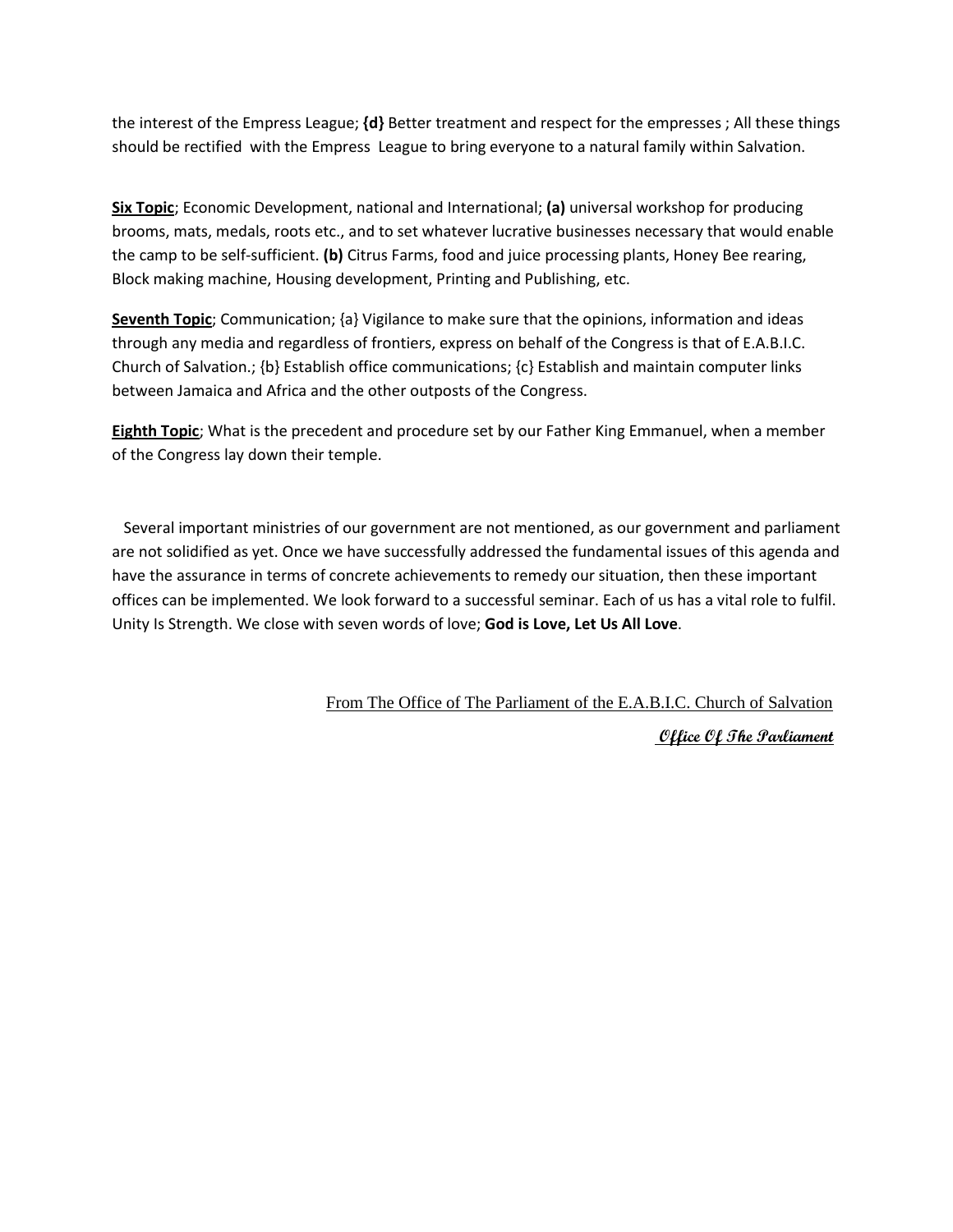the interest of the Empress League; **{d}** Better treatment and respect for the empresses ; All these things should be rectified with the Empress League to bring everyone to a natural family within Salvation.

**Six Topic**; Economic Development, national and International; **(a)** universal workshop for producing brooms, mats, medals, roots etc., and to set whatever lucrative businesses necessary that would enable the camp to be self-sufficient. **(b)** Citrus Farms, food and juice processing plants, Honey Bee rearing, Block making machine, Housing development, Printing and Publishing, etc.

**Seventh Topic**; Communication; {a} Vigilance to make sure that the opinions, information and ideas through any media and regardless of frontiers, express on behalf of the Congress is that of E.A.B.I.C. Church of Salvation.; {b} Establish office communications; {c} Establish and maintain computer links between Jamaica and Africa and the other outposts of the Congress.

**Eighth Topic**; What is the precedent and procedure set by our Father King Emmanuel, when a member of the Congress lay down their temple.

Several important ministries of our government are not mentioned, as our government and parliament are not solidified as yet. Once we have successfully addressed the fundamental issues of this agenda and have the assurance in terms of concrete achievements to remedy our situation, then these important offices can be implemented. We look forward to a successful seminar. Each of us has a vital role to fulfil. Unity Is Strength. We close with seven words of love; **God is Love, Let Us All Love**.

From The Office of The Parliament of the E.A.B.I.C. Church of Salvation

***Office Of The Parliament***